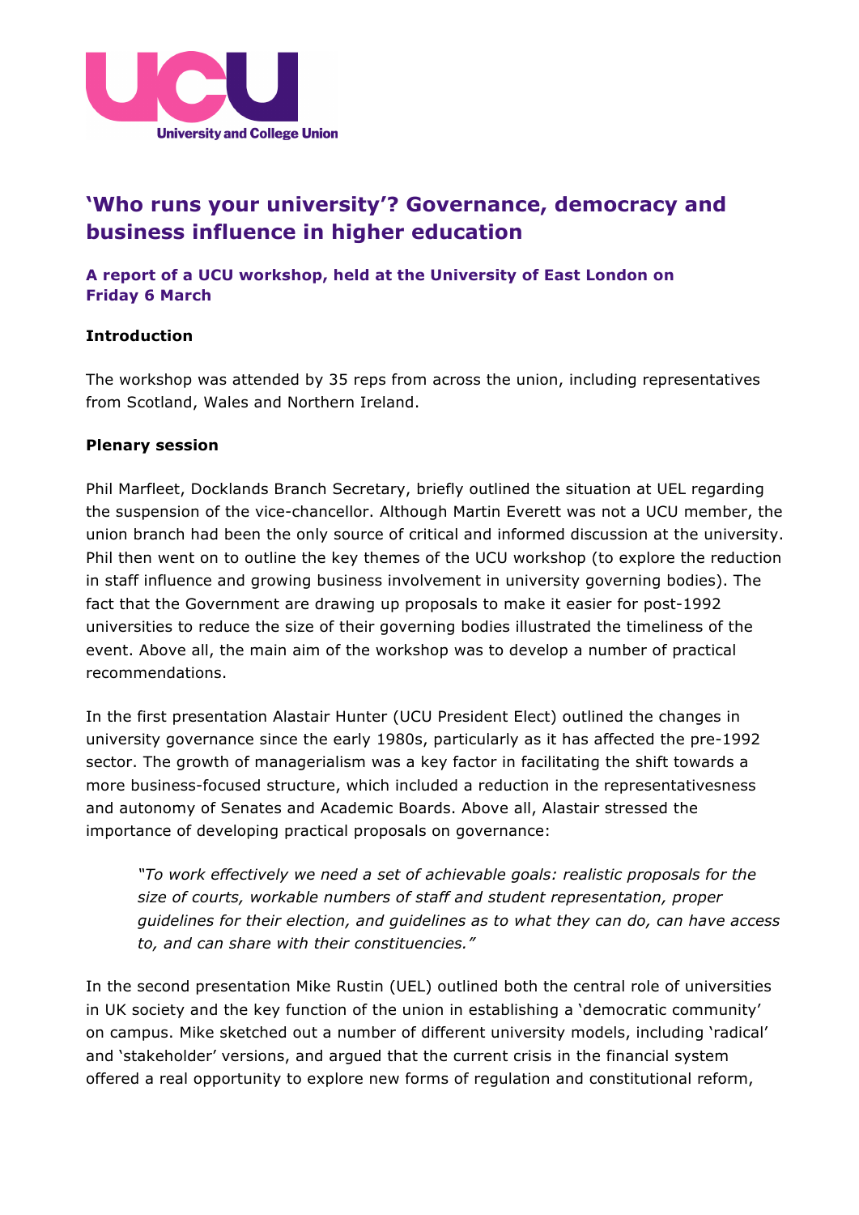# 'Who runs your university'? Governance, democracy and business influence in higher education

### A report of a UCU workshop, held at the University of East London on Friday 6 March

**Introduction**

The workshop was attended by 35 reps from across the union, including representatives from Scotland, Wales and Northern Ireland.

**Plenary session**

Phil Marfleet, Docklands Branch Secretary, briefly outlined the situation at UEL regarding the suspension of the vice-chancellor. Although Martin Everett was not a UCU member, the union branch had been the only source of critical and informed discussion at the university. Phil then went on to outline the key themes of the UCU workshop (to explore the reduction in staff influence and growing business involvement in university governing bodies). The fact that the Government are drawing up proposals to make it easier for post-1992 universities to reduce the size of their governing bodies illustrated the timeliness of the event. Above all, the main aim of the workshop was to develop a number of practical recommendations.

In the first presentation Alastair Hunter (UCU President Elect) outlined the changes in university governance since the early 1980s, particularly as it has affected the pre-1992 sector. The growth of managerialism was a key factor in facilitating the shift towards a more business-focused structure, which included a reduction in the representativesness and autonomy of Senates and Academic Boards. Above all, Alastair stressed the importance of developing practical proposals on governance:

> *"To work effectively we need a set of achievable goals: realistic proposals for the size of courts, workable numbers of staff and student representation, proper guidelines for their election, and guidelines as to what they can do, can have access to, and can share with their constituencies."*

In the second presentation Mike Rustin (UEL) outlined both the central role of universities in UK society and the key function of the union in establishing a 'democratic community' on campus. Mike sketched out a number of different university models, including 'radical' and 'stakeholder' versions, and argued that the current crisis in the financial system offered a real opportunity to explore new forms of regulation and constitutional reform,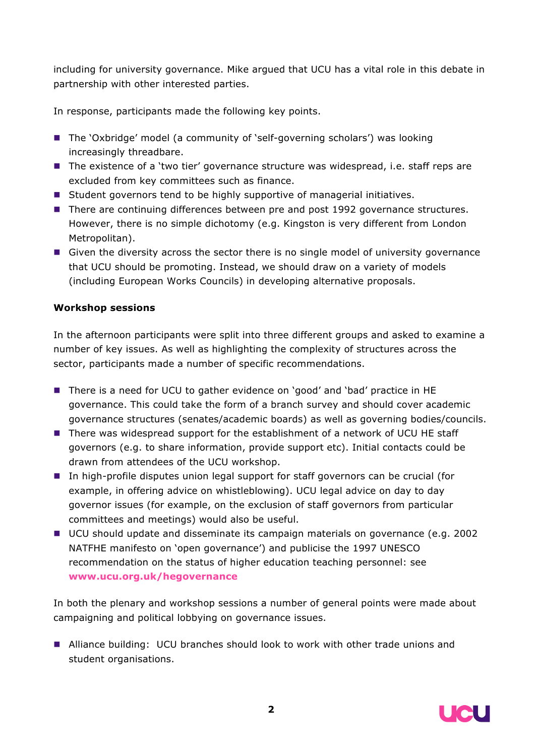including for university governance. Mike argued that UCU has a vital role in this debate in partnership with other interested parties.

In response, participants made the following key points.

- The 'Oxbridge' model (a community of 'self-governing scholars') was looking increasingly threadbare.
- The existence of a 'two tier' governance structure was widespread, i.e. staff reps are excluded from key committees such as finance.
- Student governors tend to be highly supportive of managerial initiatives.
- There are continuing differences between pre and post 1992 governance structures. However, there is no simple dichotomy (e.g. Kingston is very different from London Metropolitan).
- Given the diversity across the sector there is no single model of university governance that UCU should be promoting. Instead, we should draw on a variety of models (including European Works Councils) in developing alternative proposals.

**Workshop sessions**

In the afternoon participants were split into three different groups and asked to examine a number of key issues. As well as highlighting the complexity of structures across the sector, participants made a number of specific recommendations.

- There is a need for UCU to gather evidence on 'good' and 'bad' practice in HE governance. This could take the form of a branch survey and should cover academic governance structures (senates/academic boards) as well as governing bodies/councils.
- There was widespread support for the establishment of a network of UCU HE staff governors (e.g. to share information, provide support etc). Initial contacts could be drawn from attendees of the UCU workshop.
- In high-profile disputes union legal support for staff governors can be crucial (for example, in offering advice on whistleblowing). UCU legal advice on day to day governor issues (for example, on the exclusion of staff governors from particular committees and meetings) would also be useful.
- UCU should update and disseminate its campaign materials on governance (e.g. 2002 NATFHE manifesto on 'open governance') and publicise the 1997 UNESCO recommendation on the status of higher education teaching personnel: see **www.ucu.org.uk/hegovernance**

In both the plenary and workshop sessions a number of general points were made about campaigning and political lobbying on governance issues.

- Alliance building: UCU branches should look to work with other trade unions and student organisations.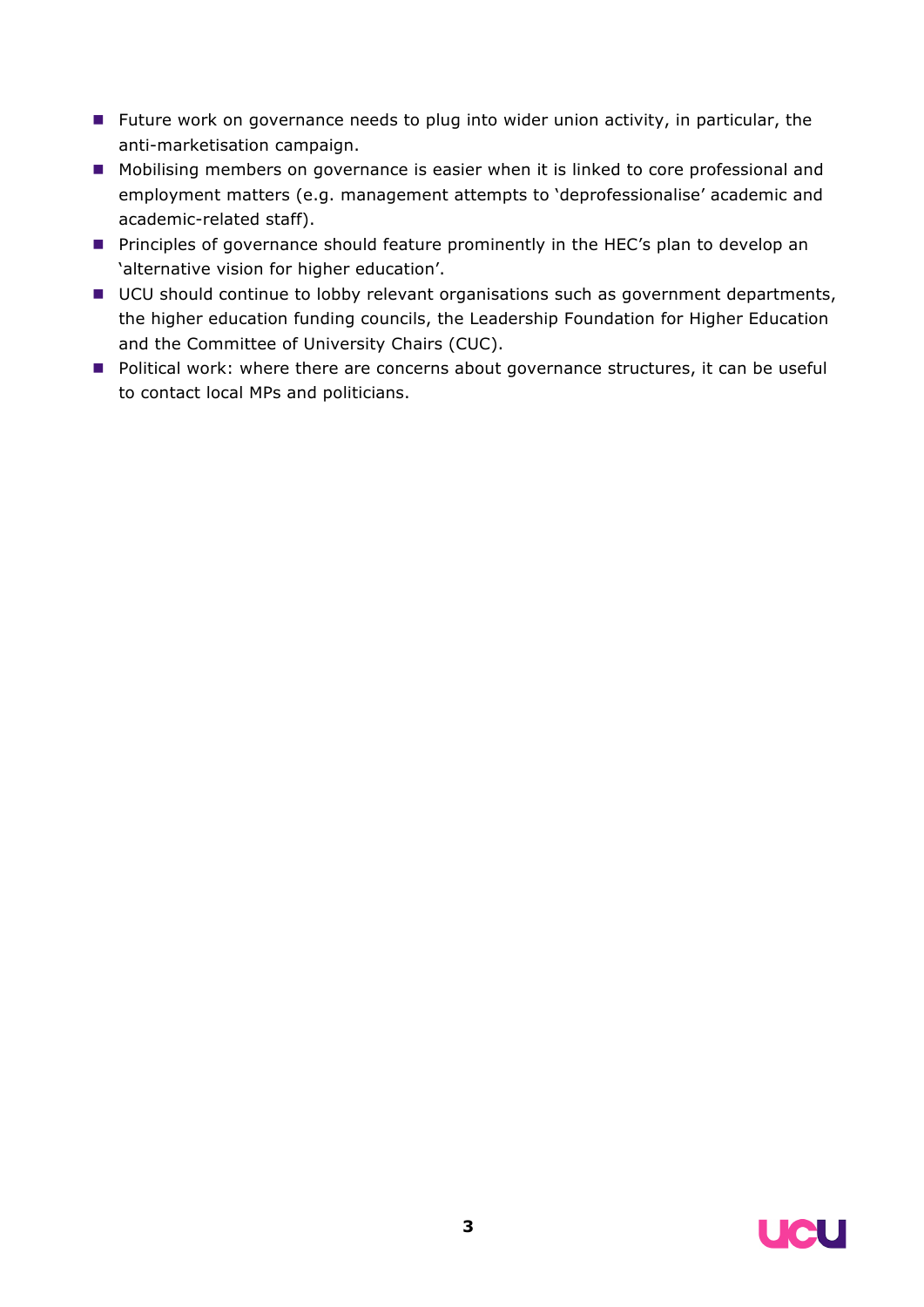- Future work on governance needs to plug into wider union activity, in particular, the anti-marketisation campaign.
- Mobilising members on governance is easier when it is linked to core professional and employment matters (e.g. management attempts to 'deprofessionalise' academic and academic-related staff).
- Principles of governance should feature prominently in the HEC's plan to develop an 'alternative vision for higher education'.
- UCU should continue to lobby relevant organisations such as government departments, the higher education funding councils, the Leadership Foundation for Higher Education and the Committee of University Chairs (CUC).
- Political work: where there are concerns about governance structures, it can be useful to contact local MPs and politicians.